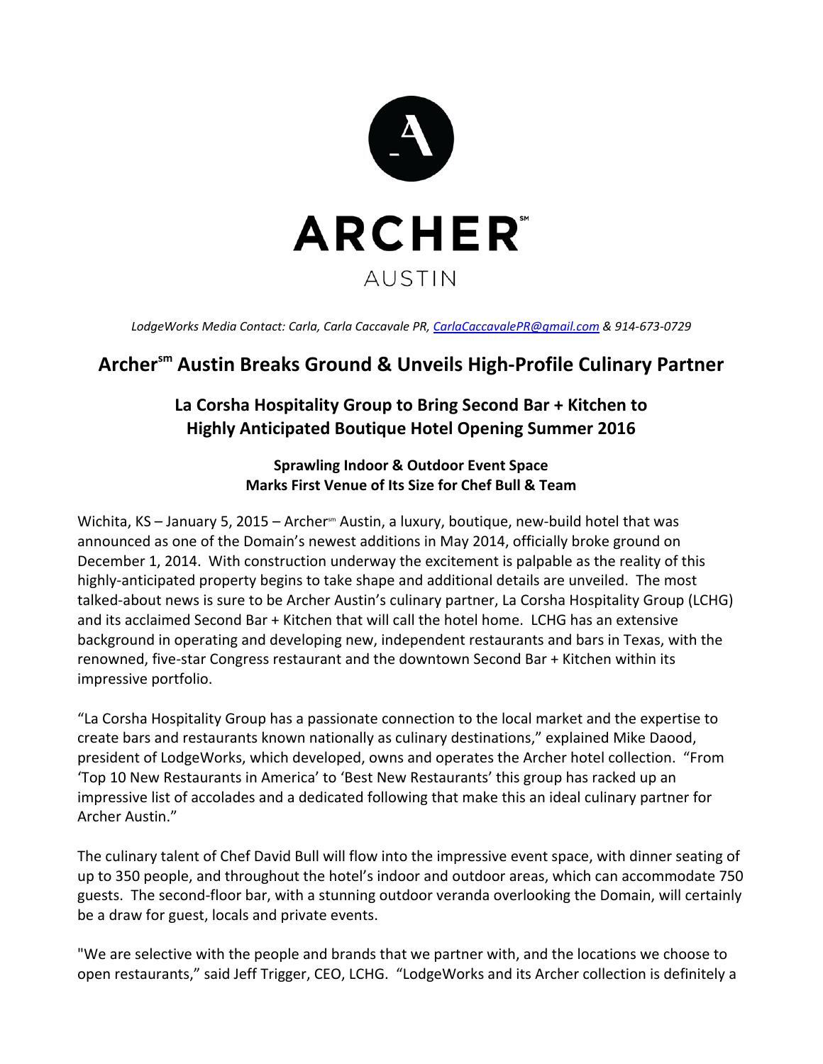ARCHER℠

AUSTIN

*LodgeWorks Media Contact: Carla, Carla Caccavale PR, CarlaCaccavalePR@gmail.com & 914-673-0729*

# Archer℠ Austin Breaks Ground & Unveils High-Profile Culinary Partner

## La Corsha Hospitality Group to Bring Second Bar + Kitchen to Highly Anticipated Boutique Hotel Opening Summer 2016

### Sprawling Indoor & Outdoor Event Space Marks First Venue of Its Size for Chef Bull & Team

Wichita, KS – January 5, 2015 – Archer℠ Austin, a luxury, boutique, new-build hotel that was announced as one of the Domain's newest additions in May 2014, officially broke ground on December 1, 2014. With construction underway the excitement is palpable as the reality of this highly-anticipated property begins to take shape and additional details are unveiled. The most talked-about news is sure to be Archer Austin's culinary partner, La Corsha Hospitality Group (LCHG) and its acclaimed Second Bar + Kitchen that will call the hotel home. LCHG has an extensive background in operating and developing new, independent restaurants and bars in Texas, with the renowned, five-star Congress restaurant and the downtown Second Bar + Kitchen within its impressive portfolio.

"La Corsha Hospitality Group has a passionate connection to the local market and the expertise to create bars and restaurants known nationally as culinary destinations," explained Mike Daood, president of LodgeWorks, which developed, owns and operates the Archer hotel collection. "From 'Top 10 New Restaurants in America' to 'Best New Restaurants' this group has racked up an impressive list of accolades and a dedicated following that make this an ideal culinary partner for Archer Austin."

The culinary talent of Chef David Bull will flow into the impressive event space, with dinner seating of up to 350 people, and throughout the hotel's indoor and outdoor areas, which can accommodate 750 guests. The second-floor bar, with a stunning outdoor veranda overlooking the Domain, will certainly be a draw for guest, locals and private events.

"We are selective with the people and brands that we partner with, and the locations we choose to open restaurants," said Jeff Trigger, CEO, LCHG. "LodgeWorks and its Archer collection is definitely a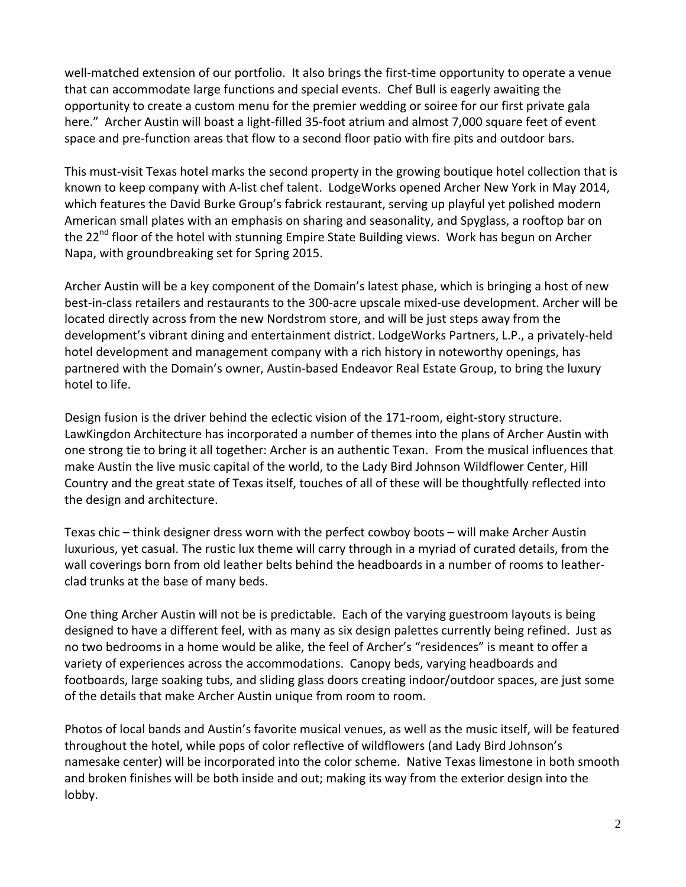well-matched extension of our portfolio. It also brings the first-time opportunity to operate a venue that can accommodate large functions and special events. Chef Bull is eagerly awaiting the opportunity to create a custom menu for the premier wedding or soiree for our first private gala here." Archer Austin will boast a light-filled 35-foot atrium and almost 7,000 square feet of event space and pre-function areas that flow to a second floor patio with fire pits and outdoor bars.

This must-visit Texas hotel marks the second property in the growing boutique hotel collection that is known to keep company with A-list chef talent. LodgeWorks opened Archer New York in May 2014, which features the David Burke Group's fabrick restaurant, serving up playful yet polished modern American small plates with an emphasis on sharing and seasonality, and Spyglass, a rooftop bar on the 22nd floor of the hotel with stunning Empire State Building views. Work has begun on Archer Napa, with groundbreaking set for Spring 2015.

Archer Austin will be a key component of the Domain's latest phase, which is bringing a host of new best-in-class retailers and restaurants to the 300-acre upscale mixed-use development. Archer will be located directly across from the new Nordstrom store, and will be just steps away from the development's vibrant dining and entertainment district. LodgeWorks Partners, L.P., a privately-held hotel development and management company with a rich history in noteworthy openings, has partnered with the Domain's owner, Austin-based Endeavor Real Estate Group, to bring the luxury hotel to life.

Design fusion is the driver behind the eclectic vision of the 171-room, eight-story structure. LawKingdon Architecture has incorporated a number of themes into the plans of Archer Austin with one strong tie to bring it all together: Archer is an authentic Texan. From the musical influences that make Austin the live music capital of the world, to the Lady Bird Johnson Wildflower Center, Hill Country and the great state of Texas itself, touches of all of these will be thoughtfully reflected into the design and architecture.

Texas chic – think designer dress worn with the perfect cowboy boots – will make Archer Austin luxurious, yet casual. The rustic lux theme will carry through in a myriad of curated details, from the wall coverings born from old leather belts behind the headboards in a number of rooms to leather-clad trunks at the base of many beds.

One thing Archer Austin will not be is predictable. Each of the varying guestroom layouts is being designed to have a different feel, with as many as six design palettes currently being refined. Just as no two bedrooms in a home would be alike, the feel of Archer's "residences" is meant to offer a variety of experiences across the accommodations. Canopy beds, varying headboards and footboards, large soaking tubs, and sliding glass doors creating indoor/outdoor spaces, are just some of the details that make Archer Austin unique from room to room.

Photos of local bands and Austin's favorite musical venues, as well as the music itself, will be featured throughout the hotel, while pops of color reflective of wildflowers (and Lady Bird Johnson's namesake center) will be incorporated into the color scheme. Native Texas limestone in both smooth and broken finishes will be both inside and out; making its way from the exterior design into the lobby.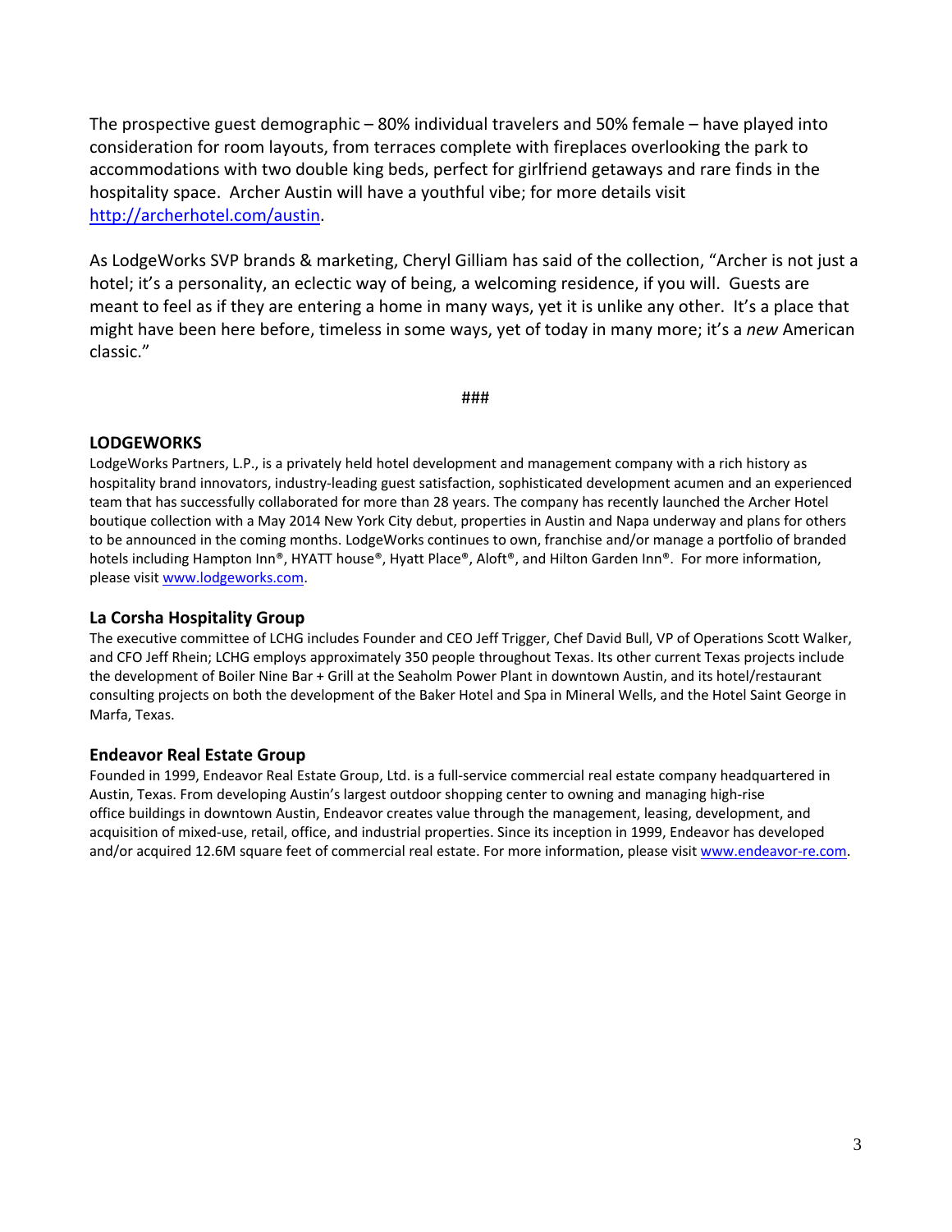The prospective guest demographic – 80% individual travelers and 50% female – have played into consideration for room layouts, from terraces complete with fireplaces overlooking the park to accommodations with two double king beds, perfect for girlfriend getaways and rare finds in the hospitality space. Archer Austin will have a youthful vibe; for more details visit [http://archerhotel.com/austin](http://archerhotel.com/austin).

As LodgeWorks SVP brands & marketing, Cheryl Gilliam has said of the collection, "Archer is not just a hotel; it's a personality, an eclectic way of being, a welcoming residence, if you will. Guests are meant to feel as if they are entering a home in many ways, yet it is unlike any other. It's a place that might have been here before, timeless in some ways, yet of today in many more; it's a *new* American classic."

###

## LODGEWORKS

LodgeWorks Partners, L.P., is a privately held hotel development and management company with a rich history as hospitality brand innovators, industry-leading guest satisfaction, sophisticated development acumen and an experienced team that has successfully collaborated for more than 28 years. The company has recently launched the Archer Hotel boutique collection with a May 2014 New York City debut, properties in Austin and Napa underway and plans for others to be announced in the coming months. LodgeWorks continues to own, franchise and/or manage a portfolio of branded hotels including Hampton Inn®, HYATT house®, Hyatt Place®, Aloft®, and Hilton Garden Inn®. For more information, please visit [www.lodgeworks.com](http://www.lodgeworks.com).

## La Corsha Hospitality Group

The executive committee of LCHG includes Founder and CEO Jeff Trigger, Chef David Bull, VP of Operations Scott Walker, and CFO Jeff Rhein; LCHG employs approximately 350 people throughout Texas. Its other current Texas projects include the development of Boiler Nine Bar + Grill at the Seaholm Power Plant in downtown Austin, and its hotel/restaurant consulting projects on both the development of the Baker Hotel and Spa in Mineral Wells, and the Hotel Saint George in Marfa, Texas.

## Endeavor Real Estate Group

Founded in 1999, Endeavor Real Estate Group, Ltd. is a full-service commercial real estate company headquartered in Austin, Texas. From developing Austin's largest outdoor shopping center to owning and managing high-rise office buildings in downtown Austin, Endeavor creates value through the management, leasing, development, and acquisition of mixed-use, retail, office, and industrial properties. Since its inception in 1999, Endeavor has developed and/or acquired 12.6M square feet of commercial real estate. For more information, please visit [www.endeavor-re.com](http://www.endeavor-re.com).